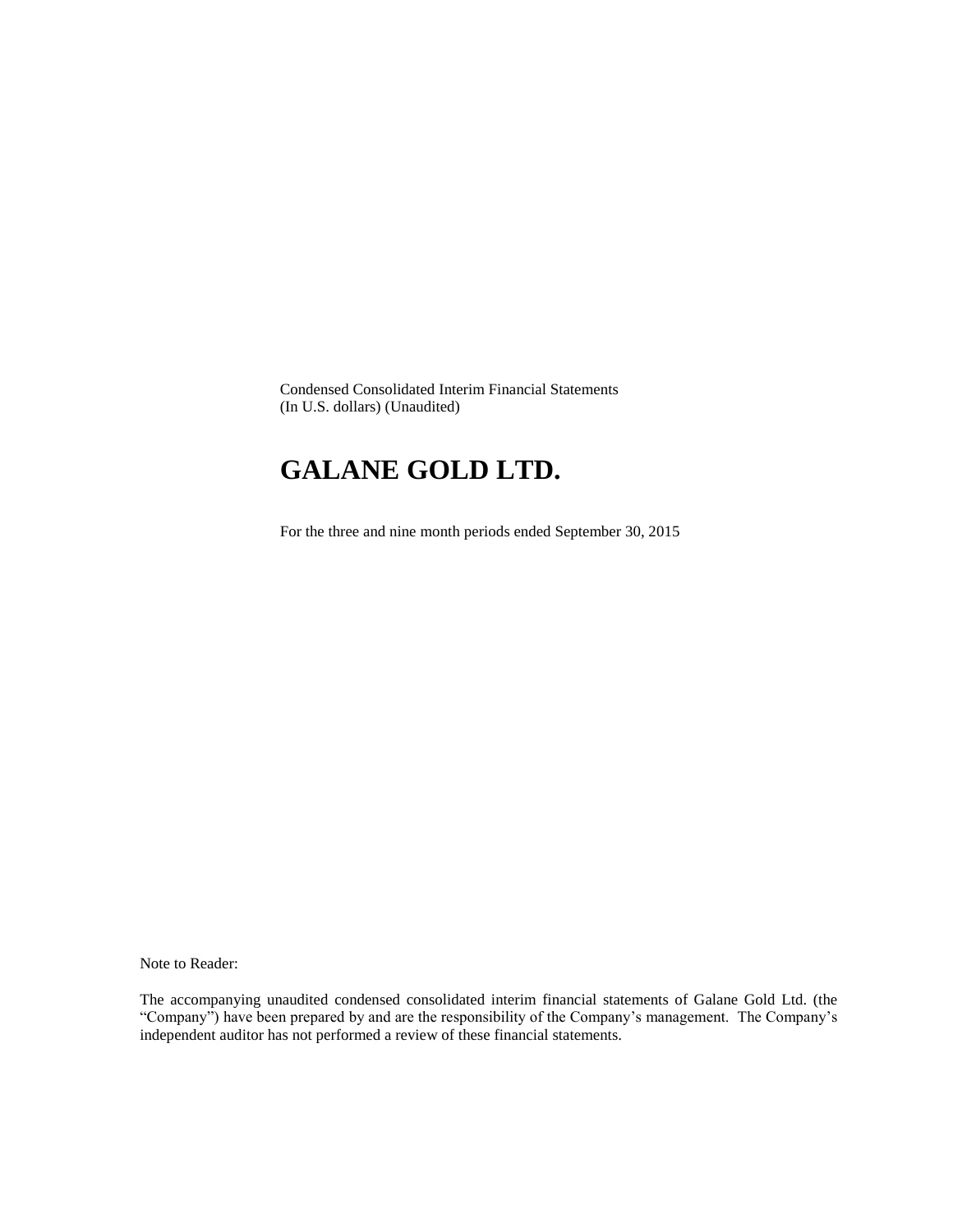Condensed Consolidated Interim Financial Statements
(In U.S. dollars) (Unaudited)

# GALANE GOLD LTD.

For the three and nine month periods ended September 30, 2015

Note to Reader:

The accompanying unaudited condensed consolidated interim financial statements of Galane Gold Ltd. (the "Company") have been prepared by and are the responsibility of the Company's management. The Company's independent auditor has not performed a review of these financial statements.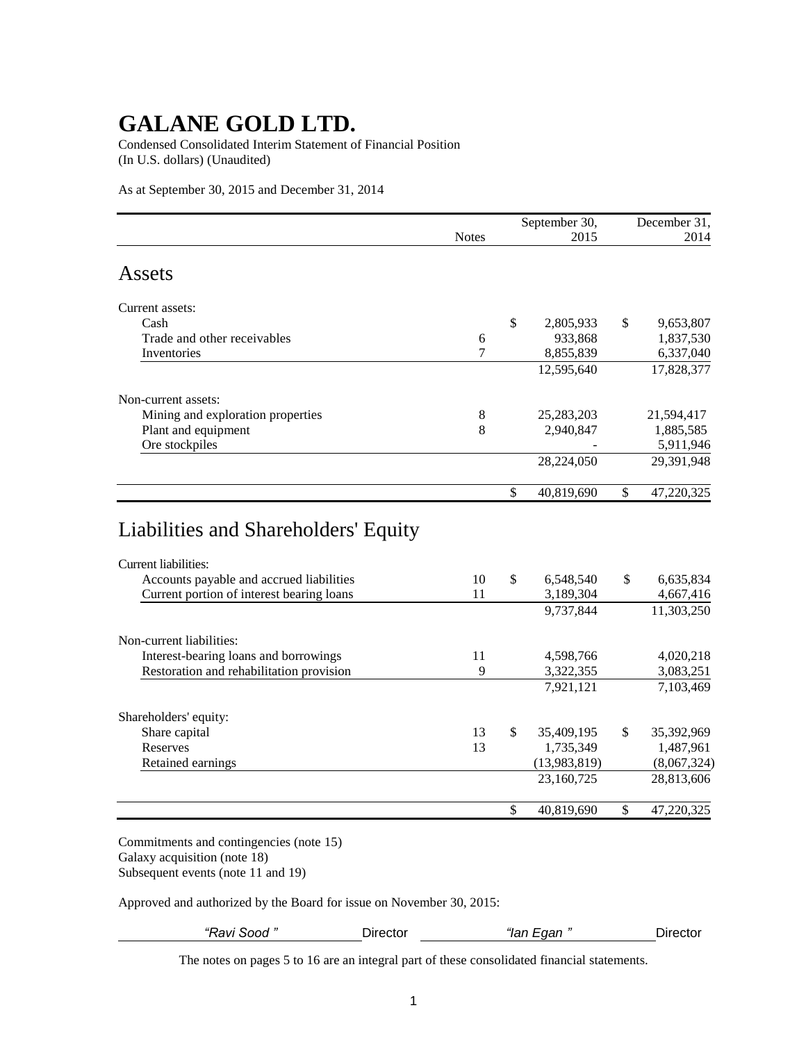# GALANE GOLD LTD.

Condensed Consolidated Interim Statement of Financial Position
(In U.S. dollars) (Unaudited)

As at September 30, 2015 and December 31, 2014

| | Notes | September 30, 2015 | December 31, 2014 |
|---|---|---|---|
| **Assets** | | | |
| Current assets: | | | |
| Cash | | $ 2,805,933 | $ 9,653,807 |
| Trade and other receivables | 6 | 933,868 | 1,837,530 |
| Inventories | 7 | 8,855,839 | 6,337,040 |
| | | 12,595,640 | 17,828,377 |
| Non-current assets: | | | |
| Mining and exploration properties | 8 | 25,283,203 | 21,594,417 |
| Plant and equipment | 8 | 2,940,847 | 1,885,585 |
| Ore stockpiles | | - | 5,911,946 |
| | | 28,224,050 | 29,391,948 |
| | | $ 40,819,690 | $ 47,220,325 |
| **Liabilities and Shareholders' Equity** | | | |
| Current liabilities: | | | |
| Accounts payable and accrued liabilities | 10 | $ 6,548,540 | $ 6,635,834 |
| Current portion of interest bearing loans | 11 | 3,189,304 | 4,667,416 |
| | | 9,737,844 | 11,303,250 |
| Non-current liabilities: | | | |
| Interest-bearing loans and borrowings | 11 | 4,598,766 | 4,020,218 |
| Restoration and rehabilitation provision | 9 | 3,322,355 | 3,083,251 |
| | | 7,921,121 | 7,103,469 |
| Shareholders' equity: | | | |
| Share capital | 13 | $ 35,409,195 | $ 35,392,969 |
| Reserves | 13 | 1,735,349 | 1,487,961 |
| Retained earnings | | (13,983,819) | (8,067,324) |
| | | 23,160,725 | 28,813,606 |
| | | $ 40,819,690 | $ 47,220,325 |

Commitments and contingencies (note 15)
Galaxy acquisition (note 18)
Subsequent events (note 11 and 19)

Approved and authorized by the Board for issue on November 30, 2015:

*"Ravi Sood "* Director *"Ian Egan "* Director

The notes on pages 5 to 16 are an integral part of these consolidated financial statements.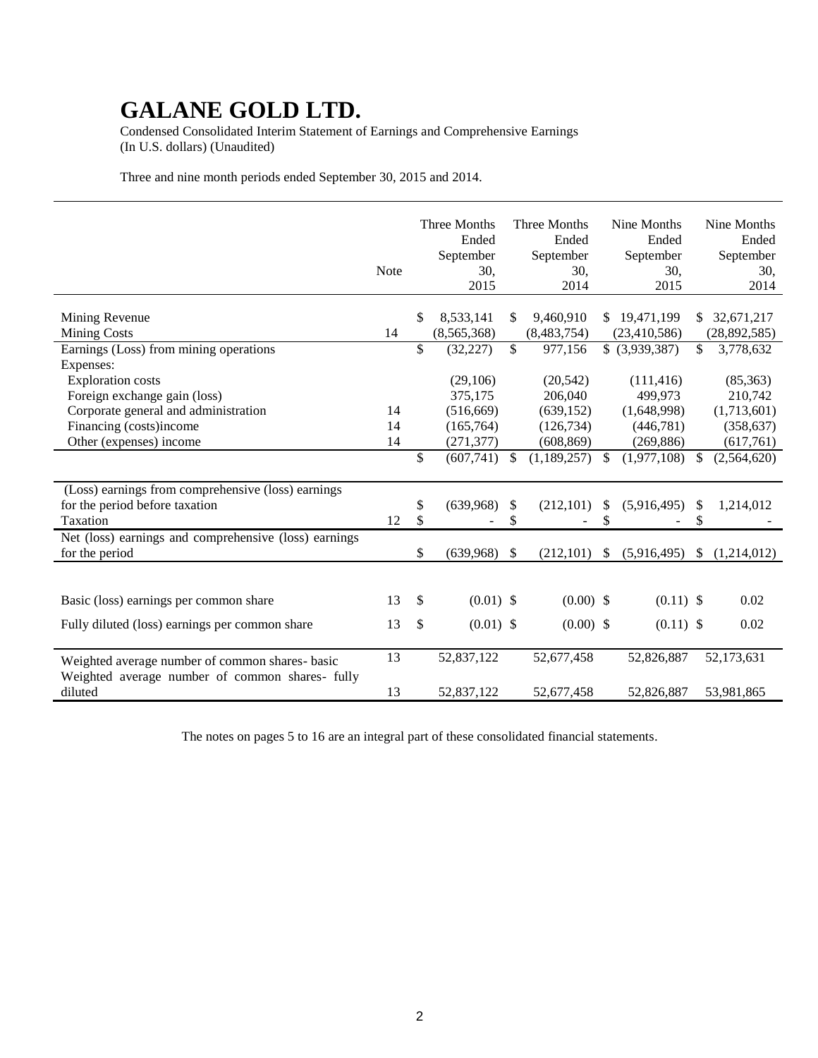# GALANE GOLD LTD.

Condensed Consolidated Interim Statement of Earnings and Comprehensive Earnings
(In U.S. dollars) (Unaudited)

Three and nine month periods ended September 30, 2015 and 2014.

| | Note | Three Months Ended September 30, 2015 | Three Months Ended September 30, 2014 | Nine Months Ended September 30, 2015 | Nine Months Ended September 30, 2014 |
|---|---|---|---|---|---|
| Mining Revenue | | $ 8,533,141 | $ 9,460,910 | $ 19,471,199 | $ 32,671,217 |
| Mining Costs | 14 | (8,565,368) | (8,483,754) | (23,410,586) | (28,892,585) |
| Earnings (Loss) from mining operations | | $ (32,227) | $ 977,156 | $ (3,939,387) | $ 3,778,632 |
| Expenses: | | | | | |
| Exploration costs | | (29,106) | (20,542) | (111,416) | (85,363) |
| Foreign exchange gain (loss) | | 375,175 | 206,040 | 499,973 | 210,742 |
| Corporate general and administration | 14 | (516,669) | (639,152) | (1,648,998) | (1,713,601) |
| Financing (costs)income | 14 | (165,764) | (126,734) | (446,781) | (358,637) |
| Other (expenses) income | 14 | (271,377) | (608,869) | (269,886) | (617,761) |
| | | $ (607,741) | $ (1,189,257) | $ (1,977,108) | $ (2,564,620) |
| (Loss) earnings from comprehensive (loss) earnings for the period before taxation | | $ (639,968) | $ (212,101) | $ (5,916,495) | $ 1,214,012 |
| Taxation | 12 | $ - | $ - | $ - | $ - |
| Net (loss) earnings and comprehensive (loss) earnings for the period | | $ (639,968) | $ (212,101) | $ (5,916,495) | $ (1,214,012) |
| Basic (loss) earnings per common share | 13 | $ (0.01) | $ (0.00) | $ (0.11) | $ 0.02 |
| Fully diluted (loss) earnings per common share | 13 | $ (0.01) | $ (0.00) | $ (0.11) | $ 0.02 |
| Weighted average number of common shares- basic | 13 | 52,837,122 | 52,677,458 | 52,826,887 | 52,173,631 |
| Weighted average number of common shares- fully diluted | 13 | 52,837,122 | 52,677,458 | 52,826,887 | 53,981,865 |

The notes on pages 5 to 16 are an integral part of these consolidated financial statements.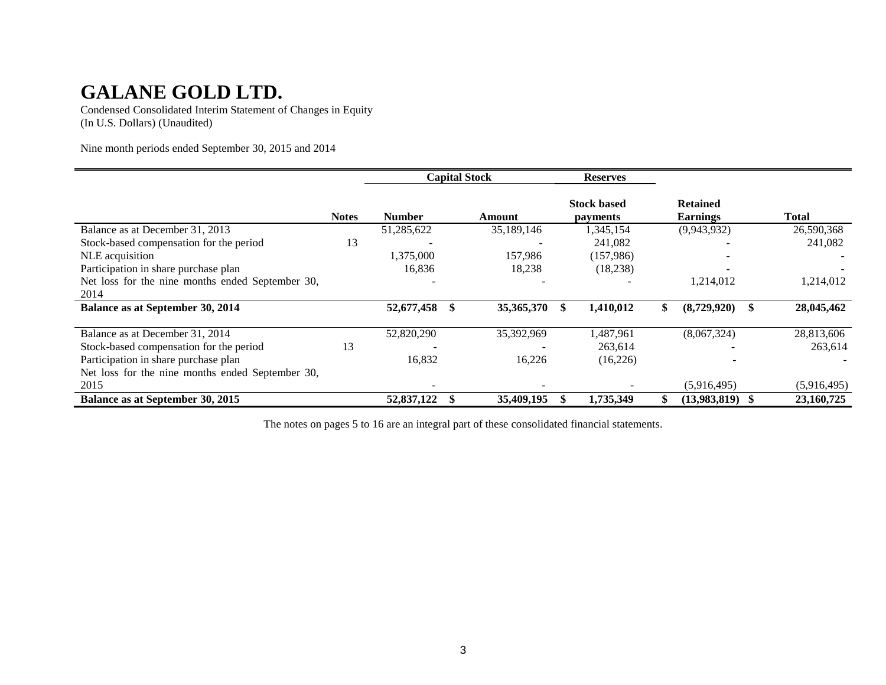# GALANE GOLD LTD.

Condensed Consolidated Interim Statement of Changes in Equity
(In U.S. Dollars) (Unaudited)

Nine month periods ended September 30, 2015 and 2014

| | | Capital Stock | | Reserves | | |
|---|---|---|---|---|---|---|
| | **Notes** | **Number** | **Amount** | **Stock based payments** | **Retained Earnings** | **Total** |
| Balance as at December 31, 2013 | | 51,285,622 | 35,189,146 | 1,345,154 | (9,943,932) | 26,590,368 |
| Stock-based compensation for the period | 13 | - | - | 241,082 | - | 241,082 |
| NLE acquisition | | 1,375,000 | 157,986 | (157,986) | - | - |
| Participation in share purchase plan | | 16,836 | 18,238 | (18,238) | - | - |
| Net loss for the nine months ended September 30, 2014 | | - | - | - | 1,214,012 | 1,214,012 |
| **Balance as at September 30, 2014** | | **52,677,458** | **$ 35,365,370** | **$ 1,410,012** | **$ (8,729,920)** | **$ 28,045,462** |
| Balance as at December 31, 2014 | | 52,820,290 | 35,392,969 | 1,487,961 | (8,067,324) | 28,813,606 |
| Stock-based compensation for the period | 13 | - | - | 263,614 | - | 263,614 |
| Participation in share purchase plan | | 16,832 | 16,226 | (16,226) | - | - |
| Net loss for the nine months ended September 30, 2015 | | - | - | - | (5,916,495) | (5,916,495) |
| **Balance as at September 30, 2015** | | **52,837,122** | **$ 35,409,195** | **$ 1,735,349** | **$ (13,983,819)** | **$ 23,160,725** |

The notes on pages 5 to 16 are an integral part of these consolidated financial statements.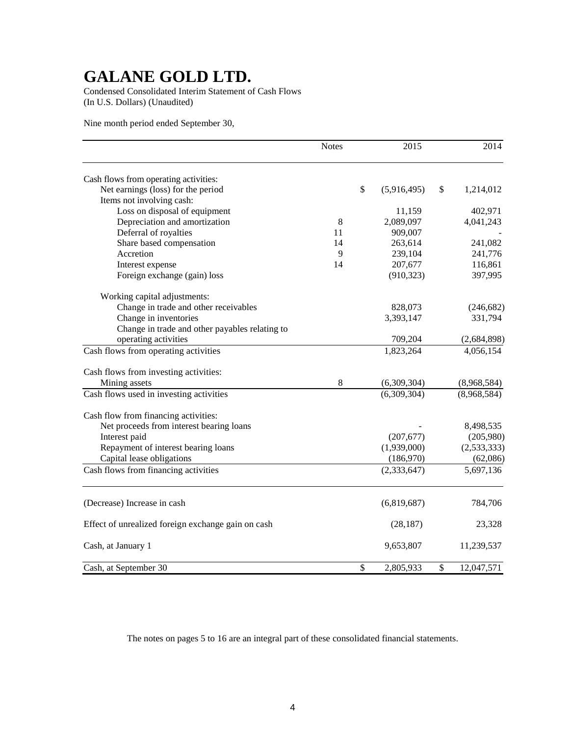# GALANE GOLD LTD.

Condensed Consolidated Interim Statement of Cash Flows
(In U.S. Dollars) (Unaudited)

Nine month period ended September 30,

| | Notes | 2015 | 2014 |
|---|---|---|---|
| Cash flows from operating activities: | | | |
| Net earnings (loss) for the period | | $ (5,916,495) | $ 1,214,012 |
| Items not involving cash: | | | |
| Loss on disposal of equipment | | 11,159 | 402,971 |
| Depreciation and amortization | 8 | 2,089,097 | 4,041,243 |
| Deferral of royalties | 11 | 909,007 | - |
| Share based compensation | 14 | 263,614 | 241,082 |
| Accretion | 9 | 239,104 | 241,776 |
| Interest expense | 14 | 207,677 | 116,861 |
| Foreign exchange (gain) loss | | (910,323) | 397,995 |
| Working capital adjustments: | | | |
| Change in trade and other receivables | | 828,073 | (246,682) |
| Change in inventories | | 3,393,147 | 331,794 |
| Change in trade and other payables relating to operating activities | | 709,204 | (2,684,898) |
| Cash flows from operating activities | | 1,823,264 | 4,056,154 |
| Cash flows from investing activities: | | | |
| Mining assets | 8 | (6,309,304) | (8,968,584) |
| Cash flows used in investing activities | | (6,309,304) | (8,968,584) |
| Cash flow from financing activities: | | | |
| Net proceeds from interest bearing loans | | - | 8,498,535 |
| Interest paid | | (207,677) | (205,980) |
| Repayment of interest bearing loans | | (1,939,000) | (2,533,333) |
| Capital lease obligations | | (186,970) | (62,086) |
| Cash flows from financing activities | | (2,333,647) | 5,697,136 |
| (Decrease) Increase in cash | | (6,819,687) | 784,706 |
| Effect of unrealized foreign exchange gain on cash | | (28,187) | 23,328 |
| Cash, at January 1 | | 9,653,807 | 11,239,537 |
| Cash, at September 30 | | $ 2,805,933 | $ 12,047,571 |

The notes on pages 5 to 16 are an integral part of these consolidated financial statements.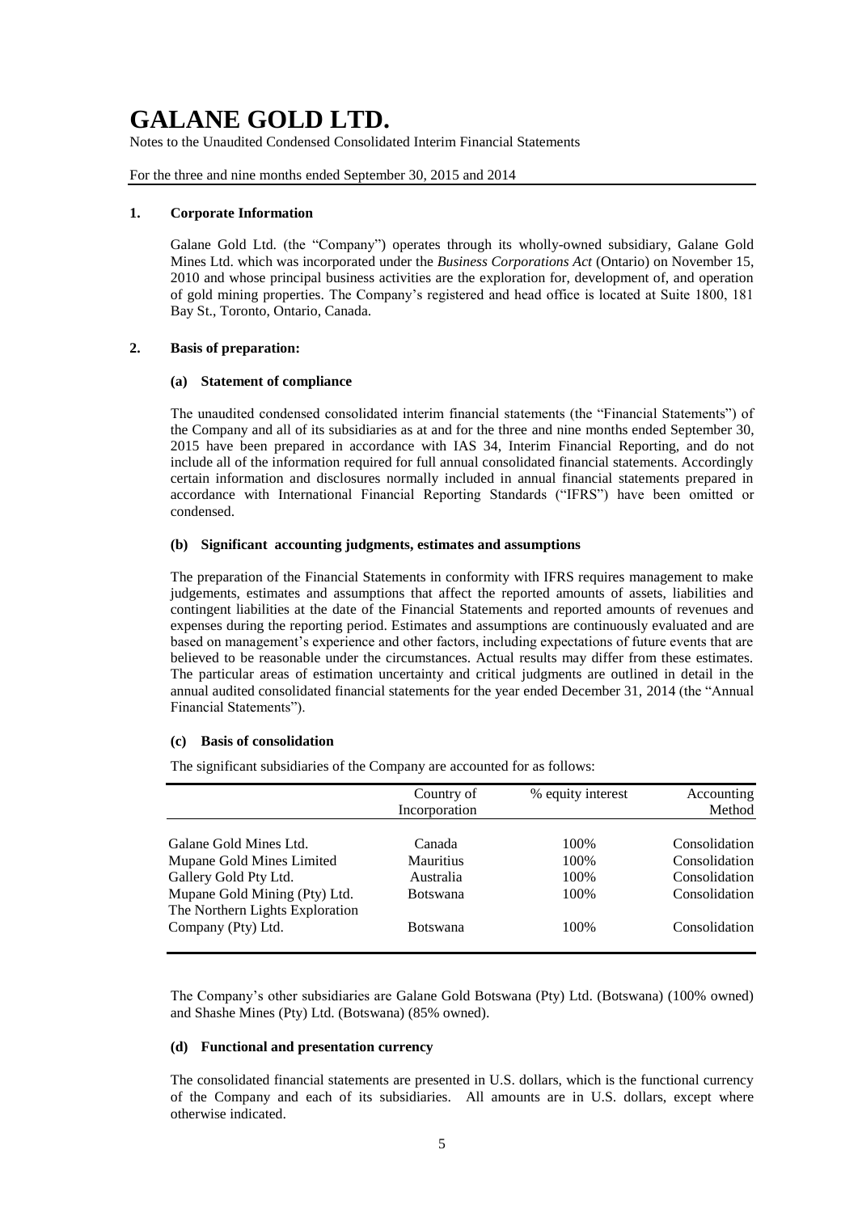# GALANE GOLD LTD.

Notes to the Unaudited Condensed Consolidated Interim Financial Statements

For the three and nine months ended September 30, 2015 and 2014

## 1. Corporate Information

Galane Gold Ltd. (the "Company") operates through its wholly-owned subsidiary, Galane Gold Mines Ltd. which was incorporated under the *Business Corporations Act* (Ontario) on November 15, 2010 and whose principal business activities are the exploration for, development of, and operation of gold mining properties. The Company's registered and head office is located at Suite 1800, 181 Bay St., Toronto, Ontario, Canada.

## 2. Basis of preparation:

### (a) Statement of compliance

The unaudited condensed consolidated interim financial statements (the "Financial Statements") of the Company and all of its subsidiaries as at and for the three and nine months ended September 30, 2015 have been prepared in accordance with IAS 34, Interim Financial Reporting, and do not include all of the information required for full annual consolidated financial statements. Accordingly certain information and disclosures normally included in annual financial statements prepared in accordance with International Financial Reporting Standards ("IFRS") have been omitted or condensed.

### (b) Significant accounting judgments, estimates and assumptions

The preparation of the Financial Statements in conformity with IFRS requires management to make judgements, estimates and assumptions that affect the reported amounts of assets, liabilities and contingent liabilities at the date of the Financial Statements and reported amounts of revenues and expenses during the reporting period. Estimates and assumptions are continuously evaluated and are based on management's experience and other factors, including expectations of future events that are believed to be reasonable under the circumstances. Actual results may differ from these estimates. The particular areas of estimation uncertainty and critical judgments are outlined in detail in the annual audited consolidated financial statements for the year ended December 31, 2014 (the "Annual Financial Statements").

### (c) Basis of consolidation

The significant subsidiaries of the Company are accounted for as follows:

| | Country of Incorporation | % equity interest | Accounting Method |
|---|---|---|---|
| Galane Gold Mines Ltd. | Canada | 100% | Consolidation |
| Mupane Gold Mines Limited | Mauritius | 100% | Consolidation |
| Gallery Gold Pty Ltd. | Australia | 100% | Consolidation |
| Mupane Gold Mining (Pty) Ltd. | Botswana | 100% | Consolidation |
| The Northern Lights Exploration Company (Pty) Ltd. | Botswana | 100% | Consolidation |

The Company's other subsidiaries are Galane Gold Botswana (Pty) Ltd. (Botswana) (100% owned) and Shashe Mines (Pty) Ltd. (Botswana) (85% owned).

### (d) Functional and presentation currency

The consolidated financial statements are presented in U.S. dollars, which is the functional currency of the Company and each of its subsidiaries. All amounts are in U.S. dollars, except where otherwise indicated.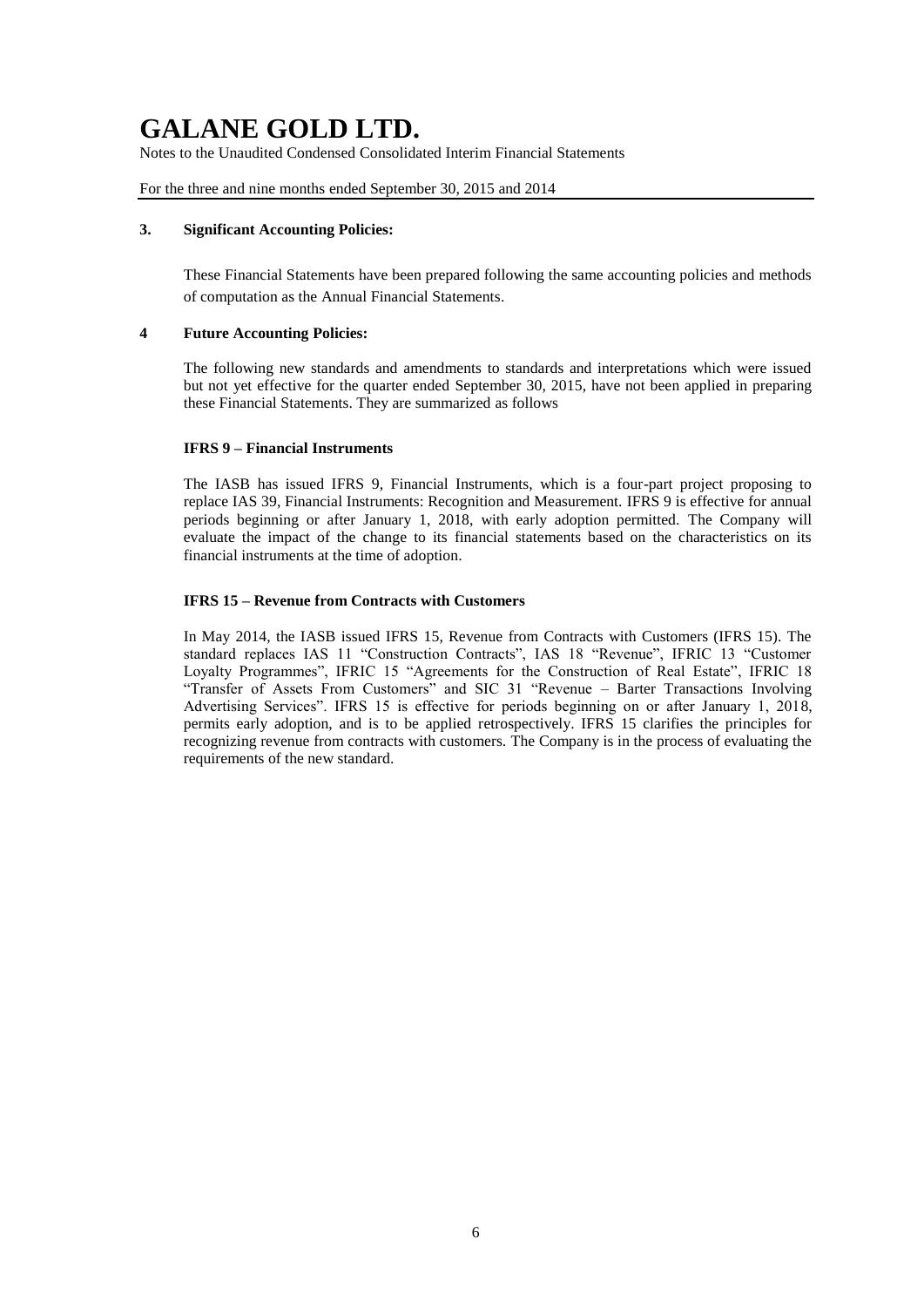### 3. Significant Accounting Policies:

These Financial Statements have been prepared following the same accounting policies and methods of computation as the Annual Financial Statements.

### 4 Future Accounting Policies:

The following new standards and amendments to standards and interpretations which were issued but not yet effective for the quarter ended September 30, 2015, have not been applied in preparing these Financial Statements. They are summarized as follows

**IFRS 9 – Financial Instruments**

The IASB has issued IFRS 9, Financial Instruments, which is a four-part project proposing to replace IAS 39, Financial Instruments: Recognition and Measurement. IFRS 9 is effective for annual periods beginning or after January 1, 2018, with early adoption permitted. The Company will evaluate the impact of the change to its financial statements based on the characteristics on its financial instruments at the time of adoption.

**IFRS 15 – Revenue from Contracts with Customers**

In May 2014, the IASB issued IFRS 15, Revenue from Contracts with Customers (IFRS 15). The standard replaces IAS 11 "Construction Contracts", IAS 18 "Revenue", IFRIC 13 "Customer Loyalty Programmes", IFRIC 15 "Agreements for the Construction of Real Estate", IFRIC 18 "Transfer of Assets From Customers" and SIC 31 "Revenue – Barter Transactions Involving Advertising Services". IFRS 15 is effective for periods beginning on or after January 1, 2018, permits early adoption, and is to be applied retrospectively. IFRS 15 clarifies the principles for recognizing revenue from contracts with customers. The Company is in the process of evaluating the requirements of the new standard.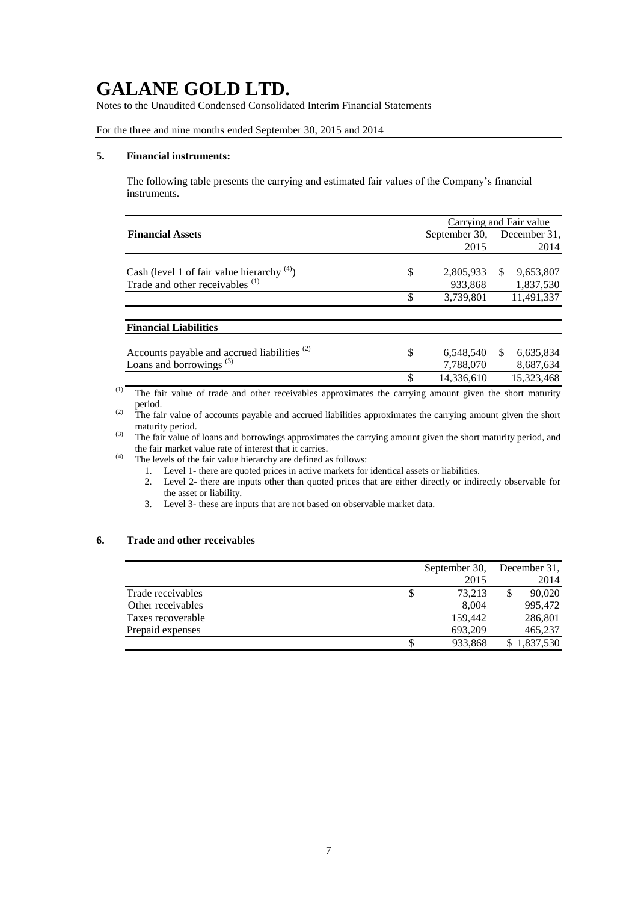# GALANE GOLD LTD.

Notes to the Unaudited Condensed Consolidated Interim Financial Statements

For the three and nine months ended September 30, 2015 and 2014

## 5. Financial instruments:

The following table presents the carrying and estimated fair values of the Company's financial instruments.

| | Carrying and Fair value | |
|---|---|---|
| **Financial Assets** | September 30, 2015 | December 31, 2014 |
| Cash (level 1 of fair value hierarchy [4]) | $ 2,805,933 | $ 9,653,807 |
| Trade and other receivables [1] | 933,868 | 1,837,530 |
| | $ 3,739,801 | 11,491,337 |
| **Financial Liabilities** | | |
| Accounts payable and accrued liabilities [2] | $ 6,548,540 | $ 6,635,834 |
| Loans and borrowings [3] | 7,788,070 | 8,687,634 |
| | $ 14,336,610 | 15,323,468 |

[1] The fair value of trade and other receivables approximates the carrying amount given the short maturity period.

[2] The fair value of accounts payable and accrued liabilities approximates the carrying amount given the short maturity period.

[3] The fair value of loans and borrowings approximates the carrying amount given the short maturity period, and the fair market value rate of interest that it carries.

[4] The levels of the fair value hierarchy are defined as follows:

1. Level 1- there are quoted prices in active markets for identical assets or liabilities.
2. Level 2- there are inputs other than quoted prices that are either directly or indirectly observable for the asset or liability.
3. Level 3- these are inputs that are not based on observable market data.

## 6. Trade and other receivables

| | September 30, 2015 | December 31, 2014 |
|---|---|---|
| Trade receivables | $ 73,213 | $ 90,020 |
| Other receivables | 8,004 | 995,472 |
| Taxes recoverable | 159,442 | 286,801 |
| Prepaid expenses | 693,209 | 465,237 |
| | $ 933,868 | $ 1,837,530 |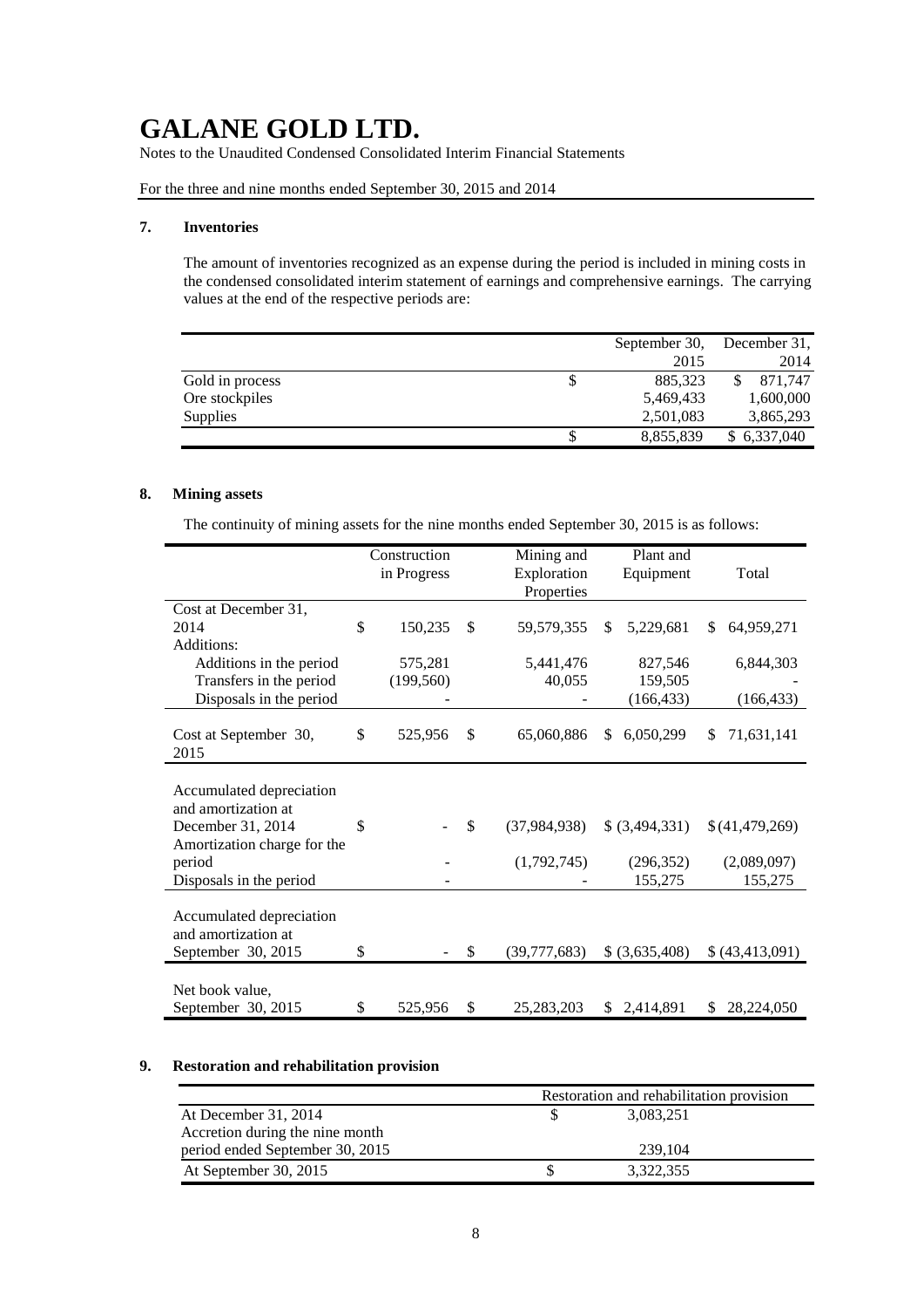# GALANE GOLD LTD.

Notes to the Unaudited Condensed Consolidated Interim Financial Statements

For the three and nine months ended September 30, 2015 and 2014

## 7. Inventories

The amount of inventories recognized as an expense during the period is included in mining costs in the condensed consolidated interim statement of earnings and comprehensive earnings. The carrying values at the end of the respective periods are:

| | September 30, 2015 | December 31, 2014 |
|---|---|---|
| Gold in process | $ 885,323 | $ 871,747 |
| Ore stockpiles | 5,469,433 | 1,600,000 |
| Supplies | 2,501,083 | 3,865,293 |
| | $ 8,855,839 | $ 6,337,040 |

## 8. Mining assets

The continuity of mining assets for the nine months ended September 30, 2015 is as follows:

| | Construction in Progress | Mining and Exploration Properties | Plant and Equipment | Total |
|---|---|---|---|---|
| Cost at December 31, 2014 | $ 150,235 | $ 59,579,355 | $ 5,229,681 | $ 64,959,271 |
| Additions: | | | | |
| Additions in the period | 575,281 | 5,441,476 | 827,546 | 6,844,303 |
| Transfers in the period | (199,560) | 40,055 | 159,505 | - |
| Disposals in the period | - | - | (166,433) | (166,433) |
| Cost at September 30, 2015 | $ 525,956 | $ 65,060,886 | $ 6,050,299 | $ 71,631,141 |
| Accumulated depreciation and amortization at December 31, 2014 | $ - | $ (37,984,938) | $ (3,494,331) | $ (41,479,269) |
| Amortization charge for the period | - | (1,792,745) | (296,352) | (2,089,097) |
| Disposals in the period | - | - | 155,275 | 155,275 |
| Accumulated depreciation and amortization at September 30, 2015 | $ - | $ (39,777,683) | $ (3,635,408) | $ (43,413,091) |
| Net book value, September 30, 2015 | $ 525,956 | $ 25,283,203 | $ 2,414,891 | $ 28,224,050 |

## 9. Restoration and rehabilitation provision

| | Restoration and rehabilitation provision |
|---|---|
| At December 31, 2014 | $ 3,083,251 |
| Accretion during the nine month period ended September 30, 2015 | 239,104 |
| At September 30, 2015 | $ 3,322,355 |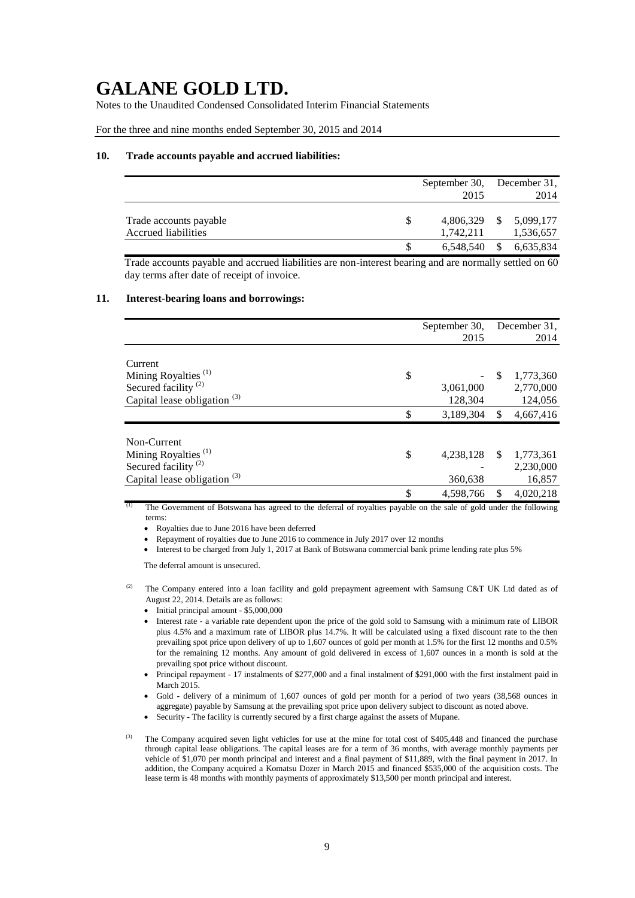# GALANE GOLD LTD.

Notes to the Unaudited Condensed Consolidated Interim Financial Statements

For the three and nine months ended September 30, 2015 and 2014

## 10. Trade accounts payable and accrued liabilities:

| | September 30, 2015 | December 31, 2014 |
|---|---|---|
| Trade accounts payable | $ 4,806,329 | $ 5,099,177 |
| Accrued liabilities | 1,742,211 | 1,536,657 |
| | $ 6,548,540 | $ 6,635,834 |

Trade accounts payable and accrued liabilities are non-interest bearing and are normally settled on 60 day terms after date of receipt of invoice.

## 11. Interest-bearing loans and borrowings:

| | September 30, 2015 | December 31, 2014 |
|---|---|---|
| Current | | |
| Mining Royalties [(1)] | $ - | $ 1,773,360 |
| Secured facility [(2)] | 3,061,000 | 2,770,000 |
| Capital lease obligation [(3)] | 128,304 | 124,056 |
| | $ 3,189,304 | $ 4,667,416 |
| Non-Current | | |
| Mining Royalties [(1)] | $ 4,238,128 | $ 1,773,361 |
| Secured facility [(2)] | - | 2,230,000 |
| Capital lease obligation [(3)] | 360,638 | 16,857 |
| | $ 4,598,766 | $ 4,020,218 |

[(1)] The Government of Botswana has agreed to the deferral of royalties payable on the sale of gold under the following terms:

- Royalties due to June 2016 have been deferred
- Repayment of royalties due to June 2016 to commence in July 2017 over 12 months
- Interest to be charged from July 1, 2017 at Bank of Botswana commercial bank prime lending rate plus 5%

The deferral amount is unsecured.

[(2)] The Company entered into a loan facility and gold prepayment agreement with Samsung C&T UK Ltd dated as of August 22, 2014. Details are as follows:

- Initial principal amount - $5,000,000
- Interest rate - a variable rate dependent upon the price of the gold sold to Samsung with a minimum rate of LIBOR plus 4.5% and a maximum rate of LIBOR plus 14.7%. It will be calculated using a fixed discount rate to the then prevailing spot price upon delivery of up to 1,607 ounces of gold per month at 1.5% for the first 12 months and 0.5% for the remaining 12 months. Any amount of gold delivered in excess of 1,607 ounces in a month is sold at the prevailing spot price without discount.
- Principal repayment - 17 instalments of $277,000 and a final instalment of $291,000 with the first instalment paid in March 2015.
- Gold - delivery of a minimum of 1,607 ounces of gold per month for a period of two years (38,568 ounces in aggregate) payable by Samsung at the prevailing spot price upon delivery subject to discount as noted above.
- Security - The facility is currently secured by a first charge against the assets of Mupane.

[(3)] The Company acquired seven light vehicles for use at the mine for total cost of $405,448 and financed the purchase through capital lease obligations. The capital leases are for a term of 36 months, with average monthly payments per vehicle of $1,070 per month principal and interest and a final payment of $11,889, with the final payment in 2017. In addition, the Company acquired a Komatsu Dozer in March 2015 and financed $535,000 of the acquisition costs. The lease term is 48 months with monthly payments of approximately $13,500 per month principal and interest.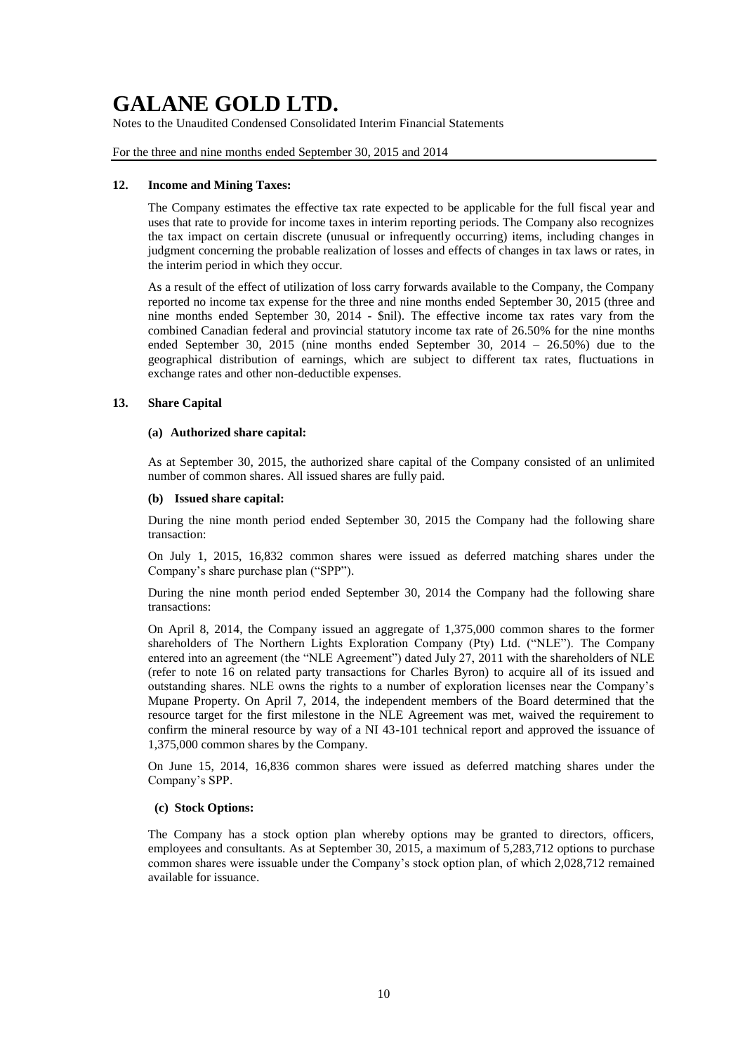### 12. Income and Mining Taxes:

The Company estimates the effective tax rate expected to be applicable for the full fiscal year and uses that rate to provide for income taxes in interim reporting periods. The Company also recognizes the tax impact on certain discrete (unusual or infrequently occurring) items, including changes in judgment concerning the probable realization of losses and effects of changes in tax laws or rates, in the interim period in which they occur.

As a result of the effect of utilization of loss carry forwards available to the Company, the Company reported no income tax expense for the three and nine months ended September 30, 2015 (three and nine months ended September 30, 2014 - $nil). The effective income tax rates vary from the combined Canadian federal and provincial statutory income tax rate of 26.50% for the nine months ended September 30, 2015 (nine months ended September 30, 2014 – 26.50%) due to the geographical distribution of earnings, which are subject to different tax rates, fluctuations in exchange rates and other non-deductible expenses.

### 13. Share Capital

#### (a) Authorized share capital:

As at September 30, 2015, the authorized share capital of the Company consisted of an unlimited number of common shares. All issued shares are fully paid.

#### (b) Issued share capital:

During the nine month period ended September 30, 2015 the Company had the following share transaction:

On July 1, 2015, 16,832 common shares were issued as deferred matching shares under the Company's share purchase plan ("SPP").

During the nine month period ended September 30, 2014 the Company had the following share transactions:

On April 8, 2014, the Company issued an aggregate of 1,375,000 common shares to the former shareholders of The Northern Lights Exploration Company (Pty) Ltd. ("NLE"). The Company entered into an agreement (the "NLE Agreement") dated July 27, 2011 with the shareholders of NLE (refer to note 16 on related party transactions for Charles Byron) to acquire all of its issued and outstanding shares. NLE owns the rights to a number of exploration licenses near the Company's Mupane Property. On April 7, 2014, the independent members of the Board determined that the resource target for the first milestone in the NLE Agreement was met, waived the requirement to confirm the mineral resource by way of a NI 43-101 technical report and approved the issuance of 1,375,000 common shares by the Company.

On June 15, 2014, 16,836 common shares were issued as deferred matching shares under the Company's SPP.

#### (c) Stock Options:

The Company has a stock option plan whereby options may be granted to directors, officers, employees and consultants. As at September 30, 2015, a maximum of 5,283,712 options to purchase common shares were issuable under the Company's stock option plan, of which 2,028,712 remained available for issuance.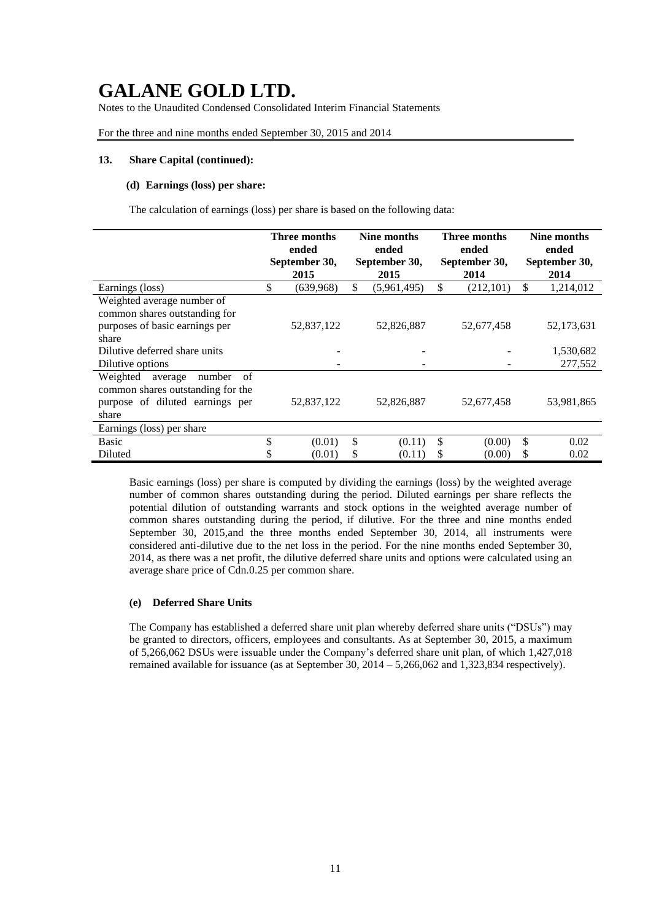# GALANE GOLD LTD.

Notes to the Unaudited Condensed Consolidated Interim Financial Statements

For the three and nine months ended September 30, 2015 and 2014

**13. Share Capital (continued):**

**(d) Earnings (loss) per share:**

The calculation of earnings (loss) per share is based on the following data:

| | Three months ended September 30, 2015 | Nine months ended September 30, 2015 | Three months ended September 30, 2014 | Nine months ended September 30, 2014 |
|---|---|---|---|---|
| Earnings (loss) | $ (639,968) | $ (5,961,495) | $ (212,101) | $ 1,214,012 |
| Weighted average number of common shares outstanding for purposes of basic earnings per share | 52,837,122 | 52,826,887 | 52,677,458 | 52,173,631 |
| Dilutive deferred share units | - | - | - | 1,530,682 |
| Dilutive options | - | - | - | 277,552 |
| Weighted average number of common shares outstanding for the purpose of diluted earnings per share | 52,837,122 | 52,826,887 | 52,677,458 | 53,981,865 |
| Earnings (loss) per share | | | | |
| Basic | $ (0.01) | $ (0.11) | $ (0.00) | $ 0.02 |
| Diluted | $ (0.01) | $ (0.11) | $ (0.00) | $ 0.02 |

Basic earnings (loss) per share is computed by dividing the earnings (loss) by the weighted average number of common shares outstanding during the period. Diluted earnings per share reflects the potential dilution of outstanding warrants and stock options in the weighted average number of common shares outstanding during the period, if dilutive. For the three and nine months ended September 30, 2015,and the three months ended September 30, 2014, all instruments were considered anti-dilutive due to the net loss in the period. For the nine months ended September 30, 2014, as there was a net profit, the dilutive deferred share units and options were calculated using an average share price of Cdn.0.25 per common share.

**(e) Deferred Share Units**

The Company has established a deferred share unit plan whereby deferred share units ("DSUs") may be granted to directors, officers, employees and consultants. As at September 30, 2015, a maximum of 5,266,062 DSUs were issuable under the Company's deferred share unit plan, of which 1,427,018 remained available for issuance (as at September 30, 2014 – 5,266,062 and 1,323,834 respectively).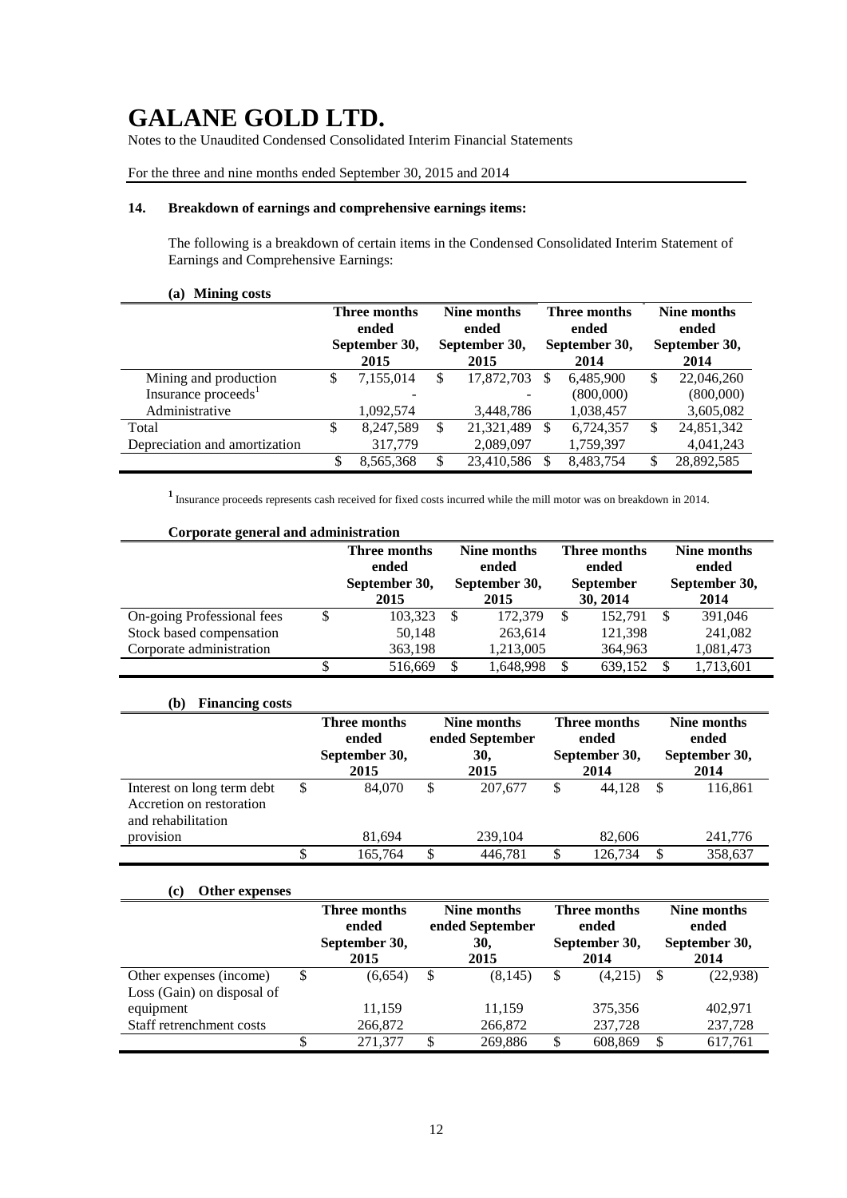# GALANE GOLD LTD.

Notes to the Unaudited Condensed Consolidated Interim Financial Statements

For the three and nine months ended September 30, 2015 and 2014

## 14. Breakdown of earnings and comprehensive earnings items:

The following is a breakdown of certain items in the Condensed Consolidated Interim Statement of Earnings and Comprehensive Earnings:

### (a) Mining costs

| | Three months ended September 30, 2015 | Nine months ended September 30, 2015 | Three months ended September 30, 2014 | Nine months ended September 30, 2014 |
|---|---|---|---|---|
| Mining and production | $ 7,155,014 | $ 17,872,703 | $ 6,485,900 | $ 22,046,260 |
| Insurance proceeds[1] | - | - | (800,000) | (800,000) |
| Administrative | 1,092,574 | 3,448,786 | 1,038,457 | 3,605,082 |
| Total | $ 8,247,589 | $ 21,321,489 | $ 6,724,357 | $ 24,851,342 |
| Depreciation and amortization | 317,779 | 2,089,097 | 1,759,397 | 4,041,243 |
| | $ 8,565,368 | $ 23,410,586 | $ 8,483,754 | $ 28,892,585 |

[1] Insurance proceeds represents cash received for fixed costs incurred while the mill motor was on breakdown in 2014.

### Corporate general and administration

| | Three months ended September 30, 2015 | Nine months ended September 30, 2015 | Three months ended September 30, 2014 | Nine months ended September 30, 2014 |
|---|---|---|---|---|
| On-going Professional fees | $ 103,323 | $ 172,379 | $ 152,791 | $ 391,046 |
| Stock based compensation | 50,148 | 263,614 | 121,398 | 241,082 |
| Corporate administration | 363,198 | 1,213,005 | 364,963 | 1,081,473 |
| | $ 516,669 | $ 1,648,998 | $ 639,152 | $ 1,713,601 |

### (b) Financing costs

| | Three months ended September 30, 2015 | Nine months ended September 30, 2015 | Three months ended September 30, 2014 | Nine months ended September 30, 2014 |
|---|---|---|---|---|
| Interest on long term debt | $ 84,070 | $ 207,677 | $ 44,128 | $ 116,861 |
| Accretion on restoration and rehabilitation provision | 81,694 | 239,104 | 82,606 | 241,776 |
| | $ 165,764 | $ 446,781 | $ 126,734 | $ 358,637 |

### (c) Other expenses

| | Three months ended September 30, 2015 | Nine months ended September 30, 2015 | Three months ended September 30, 2014 | Nine months ended September 30, 2014 |
|---|---|---|---|---|
| Other expenses (income) | $ (6,654) | $ (8,145) | $ (4,215) | $ (22,938) |
| Loss (Gain) on disposal of equipment | 11,159 | 11,159 | 375,356 | 402,971 |
| Staff retrenchment costs | 266,872 | 266,872 | 237,728 | 237,728 |
| | $ 271,377 | $ 269,886 | $ 608,869 | $ 617,761 |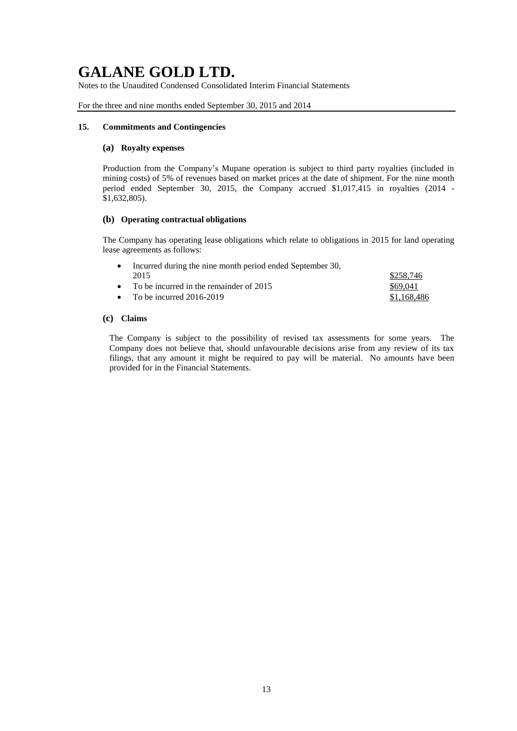# GALANE GOLD LTD.

Notes to the Unaudited Condensed Consolidated Interim Financial Statements

For the three and nine months ended September 30, 2015 and 2014

## 15. Commitments and Contingencies

### (a) Royalty expenses

Production from the Company's Mupane operation is subject to third party royalties (included in mining costs) of 5% of revenues based on market prices at the date of shipment. For the nine month period ended September 30, 2015, the Company accrued $1,017,415 in royalties (2014 - $1,632,805).

### (b) Operating contractual obligations

The Company has operating lease obligations which relate to obligations in 2015 for land operating lease agreements as follows:

| | |
|---|---|
| • Incurred during the nine month period ended September 30, 2015 | $258,746 |
| • To be incurred in the remainder of 2015 | $69,041 |
| • To be incurred 2016-2019 | $1,168,486 |

### (c) Claims

The Company is subject to the possibility of revised tax assessments for some years. The Company does not believe that, should unfavourable decisions arise from any review of its tax filings, that any amount it might be required to pay will be material. No amounts have been provided for in the Financial Statements.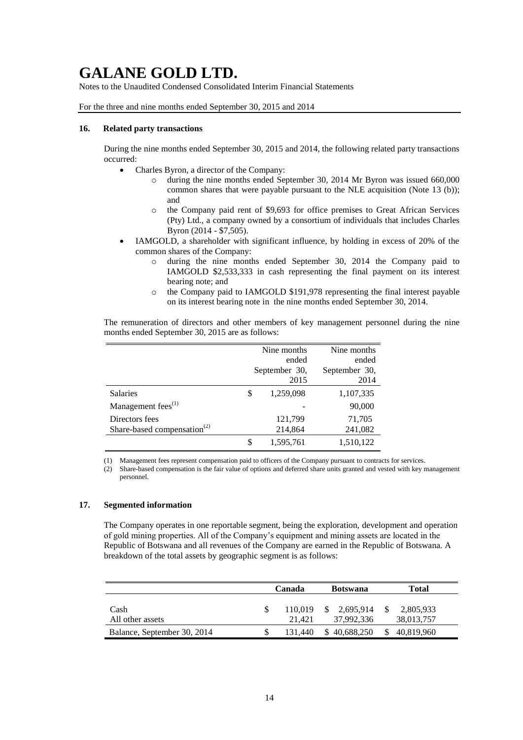## 16. Related party transactions

During the nine months ended September 30, 2015 and 2014, the following related party transactions occurred:

- Charles Byron, a director of the Company:
  - during the nine months ended September 30, 2014 Mr Byron was issued 660,000 common shares that were payable pursuant to the NLE acquisition (Note 13 (b)); and
  - the Company paid rent of $9,693 for office premises to Great African Services (Pty) Ltd., a company owned by a consortium of individuals that includes Charles Byron (2014 - $7,505).
- IAMGOLD, a shareholder with significant influence, by holding in excess of 20% of the common shares of the Company:
  - during the nine months ended September 30, 2014 the Company paid to IAMGOLD $2,533,333 in cash representing the final payment on its interest bearing note; and
  - the Company paid to IAMGOLD $191,978 representing the final interest payable on its interest bearing note in the nine months ended September 30, 2014.

The remuneration of directors and other members of key management personnel during the nine months ended September 30, 2015 are as follows:

| | Nine months ended September 30, 2015 | Nine months ended September 30, 2014 |
|---|---|---|
| Salaries | $ 1,259,098 | 1,107,335 |
| Management fees[(1)] | - | 90,000 |
| Directors fees | 121,799 | 71,705 |
| Share-based compensation[(2)] | 214,864 | 241,082 |
| | $ 1,595,761 | 1,510,122 |

(1) Management fees represent compensation paid to officers of the Company pursuant to contracts for services.
(2) Share-based compensation is the fair value of options and deferred share units granted and vested with key management personnel.

## 17. Segmented information

The Company operates in one reportable segment, being the exploration, development and operation of gold mining properties. All of the Company's equipment and mining assets are located in the Republic of Botswana and all revenues of the Company are earned in the Republic of Botswana. A breakdown of the total assets by geographic segment is as follows:

| | Canada | Botswana | Total |
|---|---|---|---|
| Cash | $ 110,019 | $ 2,695,914 | $ 2,805,933 |
| All other assets | 21,421 | 37,992,336 | 38,013,757 |
| Balance, September 30, 2014 | $ 131,440 | $ 40,688,250 | $ 40,819,960 |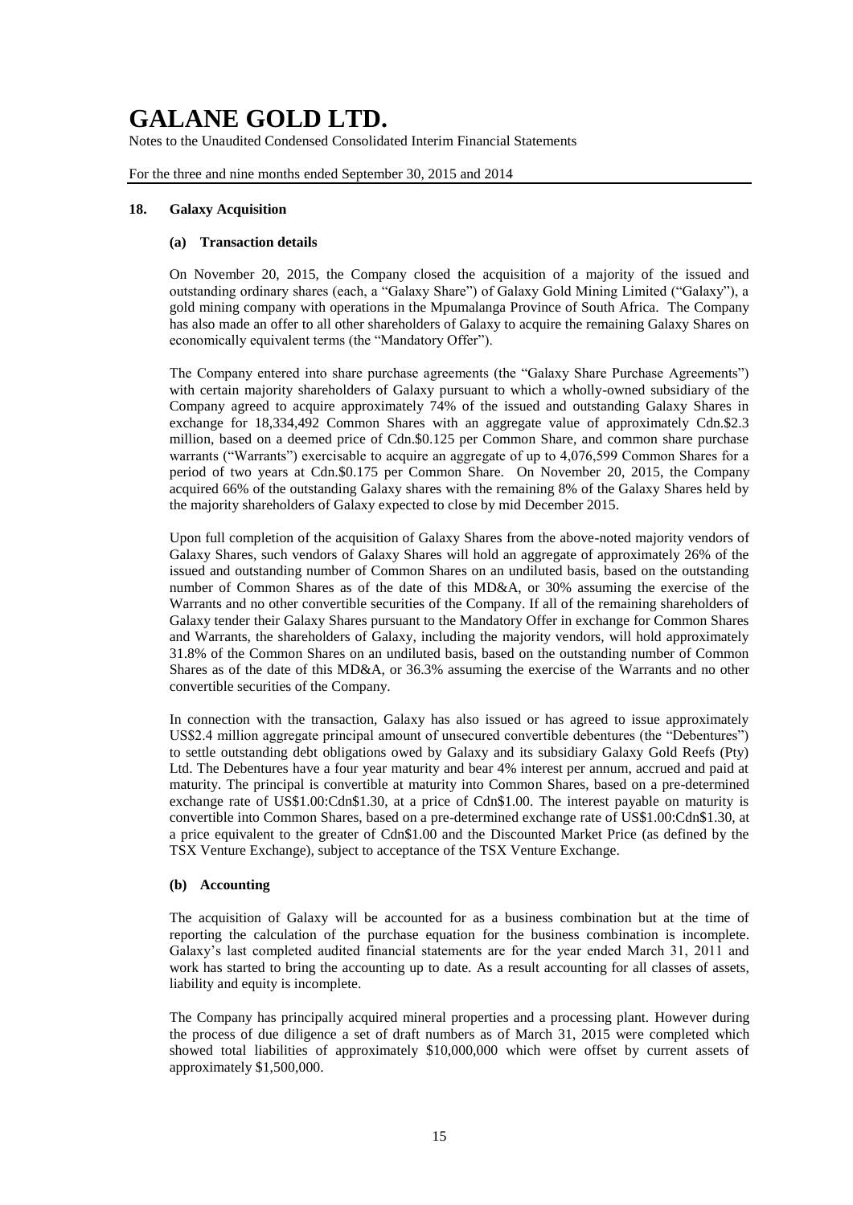### 18. Galaxy Acquisition

#### (a) Transaction details

On November 20, 2015, the Company closed the acquisition of a majority of the issued and outstanding ordinary shares (each, a "Galaxy Share") of Galaxy Gold Mining Limited ("Galaxy"), a gold mining company with operations in the Mpumalanga Province of South Africa. The Company has also made an offer to all other shareholders of Galaxy to acquire the remaining Galaxy Shares on economically equivalent terms (the "Mandatory Offer").

The Company entered into share purchase agreements (the "Galaxy Share Purchase Agreements") with certain majority shareholders of Galaxy pursuant to which a wholly-owned subsidiary of the Company agreed to acquire approximately 74% of the issued and outstanding Galaxy Shares in exchange for 18,334,492 Common Shares with an aggregate value of approximately Cdn.$2.3 million, based on a deemed price of Cdn.$0.125 per Common Share, and common share purchase warrants ("Warrants") exercisable to acquire an aggregate of up to 4,076,599 Common Shares for a period of two years at Cdn.$0.175 per Common Share. On November 20, 2015, the Company acquired 66% of the outstanding Galaxy shares with the remaining 8% of the Galaxy Shares held by the majority shareholders of Galaxy expected to close by mid December 2015.

Upon full completion of the acquisition of Galaxy Shares from the above-noted majority vendors of Galaxy Shares, such vendors of Galaxy Shares will hold an aggregate of approximately 26% of the issued and outstanding number of Common Shares on an undiluted basis, based on the outstanding number of Common Shares as of the date of this MD&A, or 30% assuming the exercise of the Warrants and no other convertible securities of the Company. If all of the remaining shareholders of Galaxy tender their Galaxy Shares pursuant to the Mandatory Offer in exchange for Common Shares and Warrants, the shareholders of Galaxy, including the majority vendors, will hold approximately 31.8% of the Common Shares on an undiluted basis, based on the outstanding number of Common Shares as of the date of this MD&A, or 36.3% assuming the exercise of the Warrants and no other convertible securities of the Company.

In connection with the transaction, Galaxy has also issued or has agreed to issue approximately US$2.4 million aggregate principal amount of unsecured convertible debentures (the "Debentures") to settle outstanding debt obligations owed by Galaxy and its subsidiary Galaxy Gold Reefs (Pty) Ltd. The Debentures have a four year maturity and bear 4% interest per annum, accrued and paid at maturity. The principal is convertible at maturity into Common Shares, based on a pre-determined exchange rate of US$1.00:Cdn$1.30, at a price of Cdn$1.00. The interest payable on maturity is convertible into Common Shares, based on a pre-determined exchange rate of US$1.00:Cdn$1.30, at a price equivalent to the greater of Cdn$1.00 and the Discounted Market Price (as defined by the TSX Venture Exchange), subject to acceptance of the TSX Venture Exchange.

#### (b) Accounting

The acquisition of Galaxy will be accounted for as a business combination but at the time of reporting the calculation of the purchase equation for the business combination is incomplete. Galaxy's last completed audited financial statements are for the year ended March 31, 2011 and work has started to bring the accounting up to date. As a result accounting for all classes of assets, liability and equity is incomplete.

The Company has principally acquired mineral properties and a processing plant. However during the process of due diligence a set of draft numbers as of March 31, 2015 were completed which showed total liabilities of approximately $10,000,000 which were offset by current assets of approximately $1,500,000.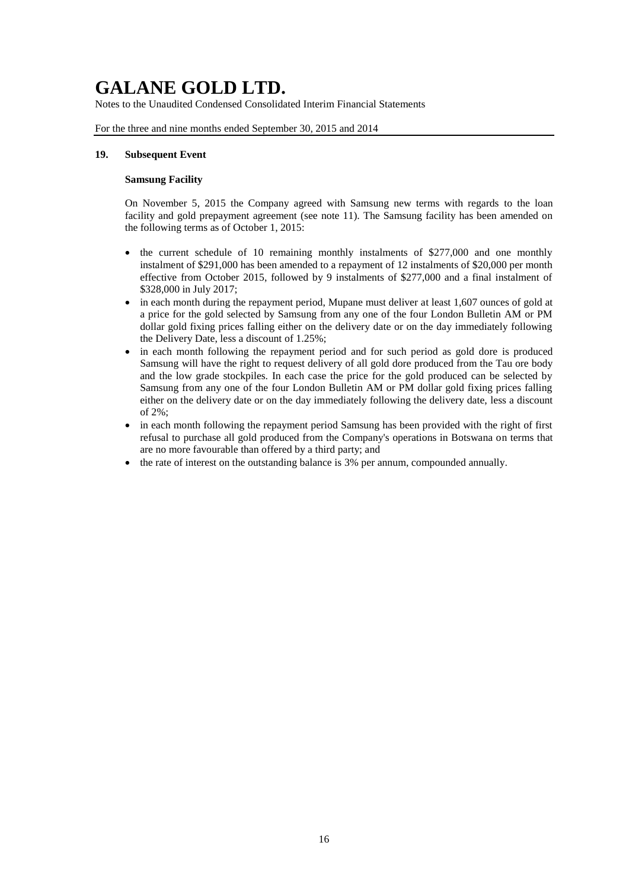# GALANE GOLD LTD.

Notes to the Unaudited Condensed Consolidated Interim Financial Statements

For the three and nine months ended September 30, 2015 and 2014

## 19. Subsequent Event

### Samsung Facility

On November 5, 2015 the Company agreed with Samsung new terms with regards to the loan facility and gold prepayment agreement (see note 11). The Samsung facility has been amended on the following terms as of October 1, 2015:

- the current schedule of 10 remaining monthly instalments of $277,000 and one monthly instalment of $291,000 has been amended to a repayment of 12 instalments of $20,000 per month effective from October 2015, followed by 9 instalments of $277,000 and a final instalment of $328,000 in July 2017;
- in each month during the repayment period, Mupane must deliver at least 1,607 ounces of gold at a price for the gold selected by Samsung from any one of the four London Bulletin AM or PM dollar gold fixing prices falling either on the delivery date or on the day immediately following the Delivery Date, less a discount of 1.25%;
- in each month following the repayment period and for such period as gold dore is produced Samsung will have the right to request delivery of all gold dore produced from the Tau ore body and the low grade stockpiles. In each case the price for the gold produced can be selected by Samsung from any one of the four London Bulletin AM or PM dollar gold fixing prices falling either on the delivery date or on the day immediately following the delivery date, less a discount of 2%;
- in each month following the repayment period Samsung has been provided with the right of first refusal to purchase all gold produced from the Company's operations in Botswana on terms that are no more favourable than offered by a third party; and
- the rate of interest on the outstanding balance is 3% per annum, compounded annually.